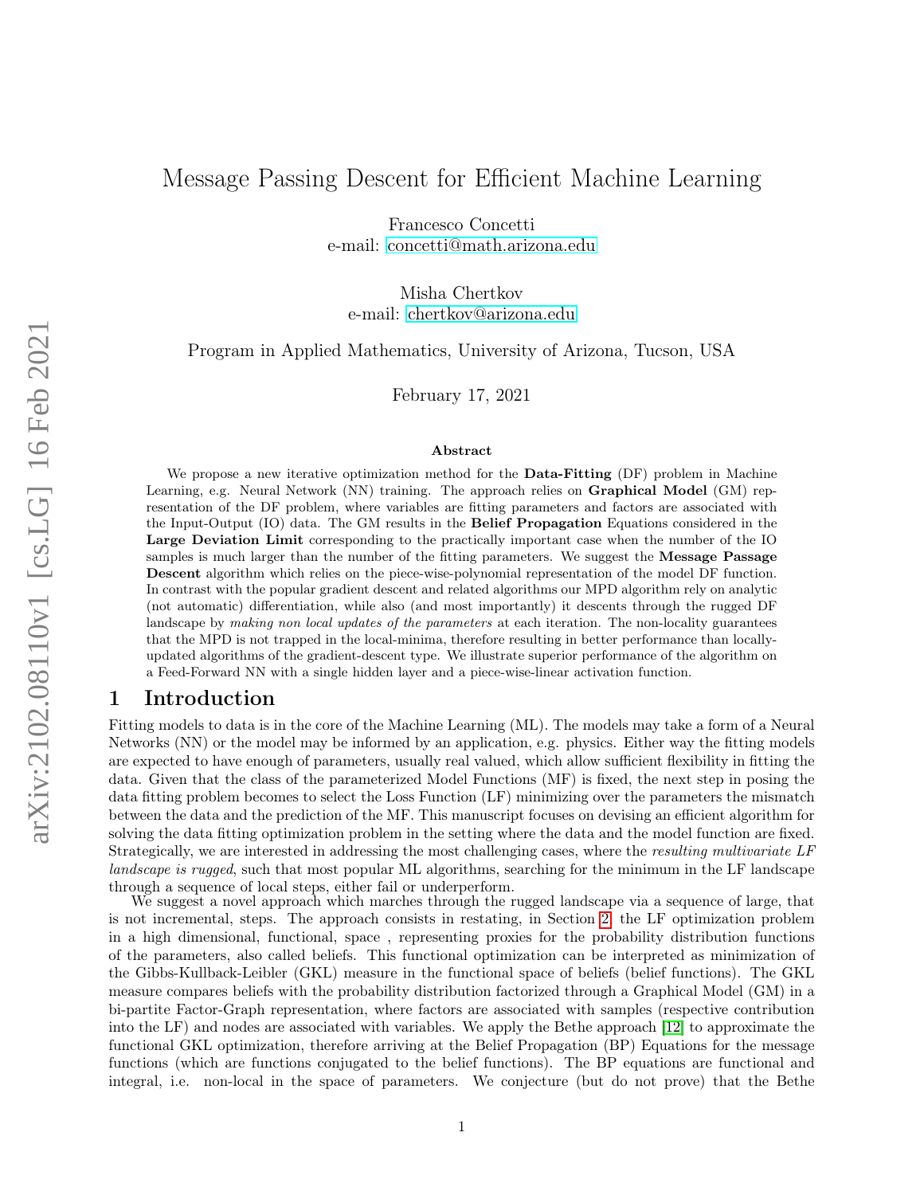# Message Passing Descent for Efficient Machine Learning

Francesco Concetti
e-mail: concetti@math.arizona.edu

Misha Chertkov
e-mail: chertkov@arizona.edu

Program in Applied Mathematics, University of Arizona, Tucson, USA

February 17, 2021

### Abstract

We propose a new iterative optimization method for the **Data-Fitting** (DF) problem in Machine Learning, e.g. Neural Network (NN) training. The approach relies on **Graphical Model** (GM) representation of the DF problem, where variables are fitting parameters and factors are associated with the Input-Output (IO) data. The GM results in the **Belief Propagation** Equations considered in the **Large Deviation Limit** corresponding to the practically important case when the number of the IO samples is much larger than the number of the fitting parameters. We suggest the **Message Passage Descent** algorithm which relies on the piece-wise-polynomial representation of the model DF function. In contrast with the popular gradient descent and related algorithms our MPD algorithm rely on analytic (not automatic) differentiation, while also (and most importantly) it descents through the rugged DF landscape by *making non local updates of the parameters* at each iteration. The non-locality guarantees that the MPD is not trapped in the local-minima, therefore resulting in better performance than locally-updated algorithms of the gradient-descent type. We illustrate superior performance of the algorithm on a Feed-Forward NN with a single hidden layer and a piece-wise-linear activation function.

## 1 Introduction

Fitting models to data is in the core of the Machine Learning (ML). The models may take a form of a Neural Networks (NN) or the model may be informed by an application, e.g. physics. Either way the fitting models are expected to have enough of parameters, usually real valued, which allow sufficient flexibility in fitting the data. Given that the class of the parameterized Model Functions (MF) is fixed, the next step in posing the data fitting problem becomes to select the Loss Function (LF) minimizing over the parameters the mismatch between the data and the prediction of the MF. This manuscript focuses on devising an efficient algorithm for solving the data fitting optimization problem in the setting where the data and the model function are fixed. Strategically, we are interested in addressing the most challenging cases, where the *resulting multivariate LF landscape is rugged*, such that most popular ML algorithms, searching for the minimum in the LF landscape through a sequence of local steps, either fail or underperform.

We suggest a novel approach which marches through the rugged landscape via a sequence of large, that is not incremental, steps. The approach consists in restating, in Section 2, the LF optimization problem in a high dimensional, functional, space , representing proxies for the probability distribution functions of the parameters, also called beliefs. This functional optimization can be interpreted as minimization of the Gibbs-Kullback-Leibler (GKL) measure in the functional space of beliefs (belief functions). The GKL measure compares beliefs with the probability distribution factorized through a Graphical Model (GM) in a bi-partite Factor-Graph representation, where factors are associated with samples (respective contribution into the LF) and nodes are associated with variables. We apply the Bethe approach [12] to approximate the functional GKL optimization, therefore arriving at the Belief Propagation (BP) Equations for the message functions (which are functions conjugated to the belief functions). The BP equations are functional and integral, i.e. non-local in the space of parameters. We conjecture (but do not prove) that the Bethe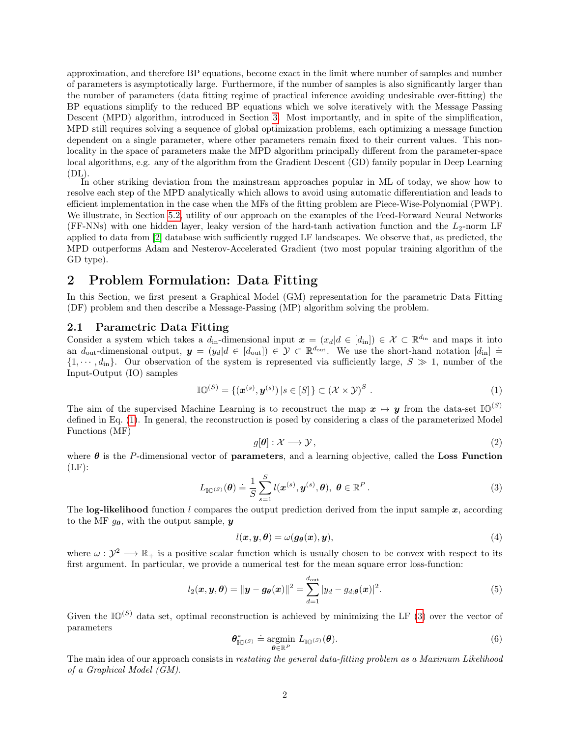approximation, and therefore BP equations, become exact in the limit where number of samples and number of parameters is asymptotically large. Furthermore, if the number of samples is also significantly larger than the number of parameters (data fitting regime of practical inference avoiding undesirable over-fitting) the BP equations simplify to the reduced BP equations which we solve iteratively with the Message Passing Descent (MPD) algorithm, introduced in Section 3. Most importantly, and in spite of the simplification, MPD still requires solving a sequence of global optimization problems, each optimizing a message function dependent on a single parameter, where other parameters remain fixed to their current values. This non-locality in the space of parameters make the MPD algorithm principally different from the parameter-space local algorithms, e.g. any of the algorithm from the Gradient Descent (GD) family popular in Deep Learning (DL).

In other striking deviation from the mainstream approaches popular in ML of today, we show how to resolve each step of the MPD analytically which allows to avoid using automatic differentiation and leads to efficient implementation in the case when the MFs of the fitting problem are Piece-Wise-Polynomial (PWP). We illustrate, in Section 5.2, utility of our approach on the examples of the Feed-Forward Neural Networks (FF-NNs) with one hidden layer, leaky version of the hard-tanh activation function and the $L_2$-norm LF applied to data from [2] database with sufficiently rugged LF landscapes. We observe that, as predicted, the MPD outperforms Adam and Nesterov-Accelerated Gradient (two most popular training algorithm of the GD type).

## 2 Problem Formulation: Data Fitting

In this Section, we first present a Graphical Model (GM) representation for the parametric Data Fitting (DF) problem and then describe a Message-Passing (MP) algorithm solving the problem.

### 2.1 Parametric Data Fitting

Consider a system which takes a $d_{\text{in}}$-dimensional input $\boldsymbol{x} = (x_d | d \in [d_{\text{in}}]) \in \mathcal{X} \subset \mathbb{R}^{d_{\text{in}}}$ and maps it into an $d_{\text{out}}$-dimensional output, $\boldsymbol{y} = (y_d | d \in [d_{\text{out}}]) \in \mathcal{Y} \subset \mathbb{R}^{d_{\text{out}}}$. We use the short-hand notation $[d_{\text{in}}] \doteq \{1, \cdots, d_{\text{in}}\}$. Our observation of the system is represented via sufficiently large, $S \gg 1$, number of the Input-Output (IO) samples

$$\mathbb{IO}^{(S)} = \{(\boldsymbol{x}^{(s)}, \boldsymbol{y}^{(s)}) \,|\, s \in [S]\} \subset (\mathcal{X} \times \mathcal{Y})^S \,. \tag{1}$$

The aim of the supervised Machine Learning is to reconstruct the map $\boldsymbol{x} \mapsto \boldsymbol{y}$ from the data-set $\mathbb{IO}^{(S)}$ defined in Eq. (1). In general, the reconstruction is posed by considering a class of the parameterized Model Functions (MF)

$$g[\boldsymbol{\theta}] : \mathcal{X} \longrightarrow \mathcal{Y} \,, \tag{2}$$

where $\boldsymbol{\theta}$ is the $P$-dimensional vector of **parameters**, and a learning objective, called the **Loss Function** (LF):

$$L_{\mathbb{IO}^{(S)}}(\boldsymbol{\theta}) \doteq \frac{1}{S} \sum_{s=1}^{S} l(\boldsymbol{x}^{(s)}, \boldsymbol{y}^{(s)}, \boldsymbol{\theta}), \;\; \boldsymbol{\theta} \in \mathbb{R}^P \,. \tag{3}$$

The **log-likelihood** function $l$ compares the output prediction derived from the input sample $\boldsymbol{x}$, according to the MF $g_{\boldsymbol{\theta}}$, with the output sample, $\boldsymbol{y}$

$$l(\boldsymbol{x}, \boldsymbol{y}, \boldsymbol{\theta}) = \omega(\boldsymbol{g}_{\boldsymbol{\theta}}(\boldsymbol{x}), \boldsymbol{y}), \tag{4}$$

where $\omega : \mathcal{Y}^2 \longrightarrow \mathbb{R}_+$ is a positive scalar function which is usually chosen to be convex with respect to its first argument. In particular, we provide a numerical test for the mean square error loss-function:

$$l_2(\boldsymbol{x}, \boldsymbol{y}, \boldsymbol{\theta}) = \|\boldsymbol{y} - \boldsymbol{g}_{\boldsymbol{\theta}}(\boldsymbol{x})\|^2 = \sum_{d=1}^{d_{\text{out}}} |y_d - g_{d;\boldsymbol{\theta}}(\boldsymbol{x})|^2. \tag{5}$$

Given the $\mathbb{IO}^{(S)}$ data set, optimal reconstruction is achieved by minimizing the LF (3) over the vector of parameters

$$\boldsymbol{\theta}^*_{\mathbb{IO}^{(S)}} \doteq \underset{\boldsymbol{\theta} \in \mathbb{R}^P}{\operatorname{argmin}} \; L_{\mathbb{IO}^{(S)}}(\boldsymbol{\theta}). \tag{6}$$

The main idea of our approach consists in *restating the general data-fitting problem as a Maximum Likelihood of a Graphical Model (GM).*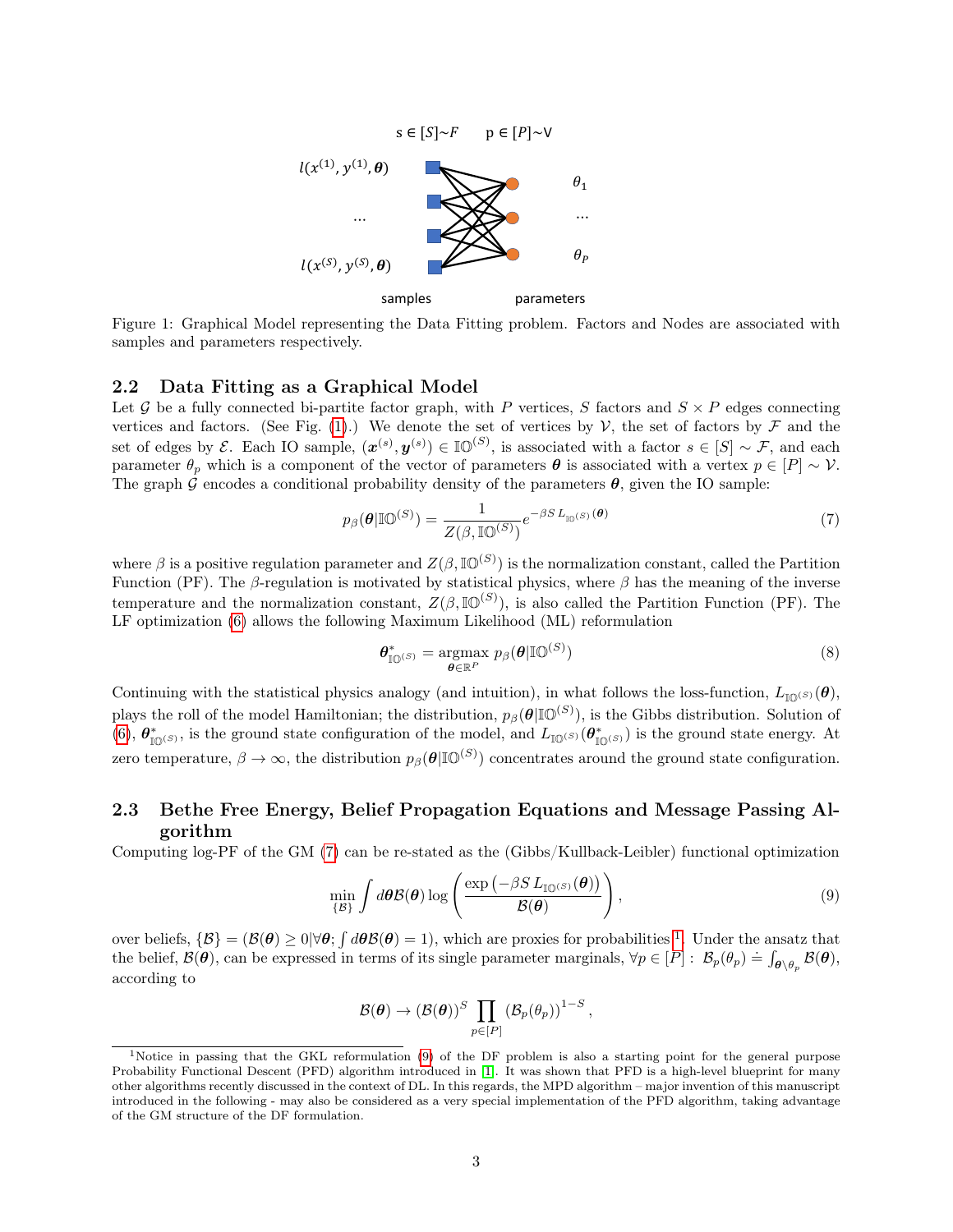Figure 1: Graphical Model representing the Data Fitting problem. Factors and Nodes are associated with samples and parameters respectively.

### 2.2 Data Fitting as a Graphical Model

Let $\mathcal{G}$ be a fully connected bi-partite factor graph, with $P$ vertices, $S$ factors and $S \times P$ edges connecting vertices and factors. (See Fig. (1).) We denote the set of vertices by $\mathcal{V}$, the set of factors by $\mathcal{F}$ and the set of edges by $\mathcal{E}$. Each IO sample, $(\boldsymbol{x}^{(s)}, \boldsymbol{y}^{(s)}) \in \mathbb{IO}^{(S)}$, is associated with a factor $s \in [S] \sim \mathcal{F}$, and each parameter $\theta_p$ which is a component of the vector of parameters $\boldsymbol{\theta}$ is associated with a vertex $p \in [P] \sim \mathcal{V}$. The graph $\mathcal{G}$ encodes a conditional probability density of the parameters $\boldsymbol{\theta}$, given the IO sample:

$$p_\beta(\boldsymbol{\theta}|\mathbb{IO}^{(S)}) = \frac{1}{Z(\beta, \mathbb{IO}^{(S)})} e^{-\beta S \, L_{\mathbb{IO}^{(S)}}(\boldsymbol{\theta})} \tag{7}$$

where $\beta$ is a positive regulation parameter and $Z(\beta, \mathbb{IO}^{(S)})$ is the normalization constant, called the Partition Function (PF). The $\beta$-regulation is motivated by statistical physics, where $\beta$ has the meaning of the inverse temperature and the normalization constant, $Z(\beta, \mathbb{IO}^{(S)})$, is also called the Partition Function (PF). The LF optimization (6) allows the following Maximum Likelihood (ML) reformulation

$$\boldsymbol{\theta}^*_{\mathbb{IO}^{(S)}} = \underset{\boldsymbol{\theta} \in \mathbb{R}^P}{\operatorname{argmax}} \; p_\beta(\boldsymbol{\theta}|\mathbb{IO}^{(S)}) \tag{8}$$

Continuing with the statistical physics analogy (and intuition), in what follows the loss-function, $L_{\mathbb{IO}^{(S)}}(\boldsymbol{\theta})$, plays the roll of the model Hamiltonian; the distribution, $p_\beta(\boldsymbol{\theta}|\mathbb{IO}^{(S)})$, is the Gibbs distribution. Solution of (6), $\boldsymbol{\theta}^*_{\mathbb{IO}^{(S)}}$, is the ground state configuration of the model, and $L_{\mathbb{IO}^{(S)}}(\boldsymbol{\theta}^*_{\mathbb{IO}^{(S)}})$ is the ground state energy. At zero temperature, $\beta \to \infty$, the distribution $p_\beta(\boldsymbol{\theta}|\mathbb{IO}^{(S)})$ concentrates around the ground state configuration.

### 2.3 Bethe Free Energy, Belief Propagation Equations and Message Passing Algorithm

Computing log-PF of the GM (7) can be re-stated as the (Gibbs/Kullback-Leibler) functional optimization

$$\min_{\{\mathcal{B}\}} \int d\boldsymbol{\theta} \mathcal{B}(\boldsymbol{\theta}) \log \left( \frac{\exp\left(-\beta S \, L_{\mathbb{IO}^{(S)}}(\boldsymbol{\theta})\right)}{\mathcal{B}(\boldsymbol{\theta})} \right), \tag{9}$$

over beliefs, $\{\mathcal{B}\} = (\mathcal{B}(\boldsymbol{\theta}) \geq 0 | \forall \boldsymbol{\theta}; \int d\boldsymbol{\theta} \mathcal{B}(\boldsymbol{\theta}) = 1)$, which are proxies for probabilities [1]. Under the ansatz that the belief, $\mathcal{B}(\boldsymbol{\theta})$, can be expressed in terms of its single parameter marginals, $\forall p \in [P]: \; \mathcal{B}_p(\theta_p) \doteq \int_{\boldsymbol{\theta} \setminus \theta_p} \mathcal{B}(\boldsymbol{\theta})$, according to

$$\mathcal{B}(\boldsymbol{\theta}) \to (\mathcal{B}(\boldsymbol{\theta}))^S \prod_{p \in [P]} (\mathcal{B}_p(\theta_p))^{1-S},$$

[1] Notice in passing that the GKL reformulation (9) of the DF problem is also a starting point for the general purpose Probability Functional Descent (PFD) algorithm introduced in [1]. It was shown that PFD is a high-level blueprint for many other algorithms recently discussed in the context of DL. In this regards, the MPD algorithm – major invention of this manuscript introduced in the following - may also be considered as a very special implementation of the PFD algorithm, taking advantage of the GM structure of the DF formulation.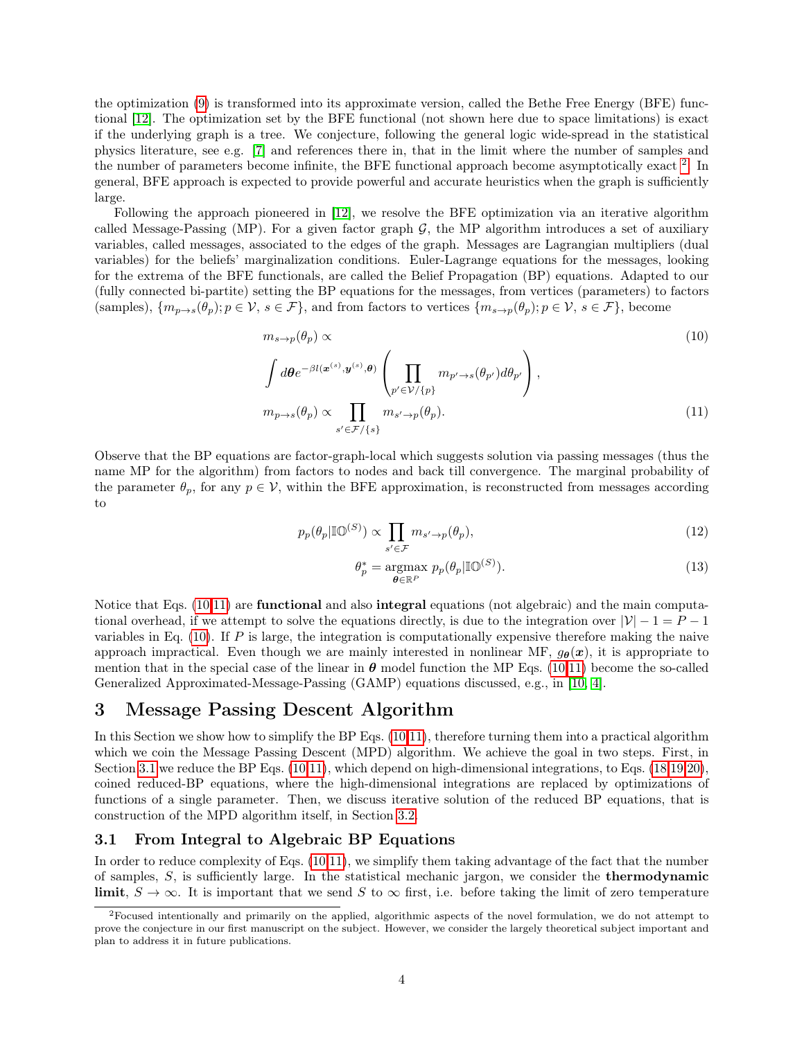the optimization (9) is transformed into its approximate version, called the Bethe Free Energy (BFE) functional [12]. The optimization set by the BFE functional (not shown here due to space limitations) is exact if the underlying graph is a tree. We conjecture, following the general logic wide-spread in the statistical physics literature, see e.g. [7] and references there in, that in the limit where the number of samples and the number of parameters become infinite, the BFE functional approach become asymptotically exact [2]. In general, BFE approach is expected to provide powerful and accurate heuristics when the graph is sufficiently large.

Following the approach pioneered in [12], we resolve the BFE optimization via an iterative algorithm called Message-Passing (MP). For a given factor graph $\mathcal{G}$, the MP algorithm introduces a set of auxiliary variables, called messages, associated to the edges of the graph. Messages are Lagrangian multipliers (dual variables) for the beliefs' marginalization conditions. Euler-Lagrange equations for the messages, looking for the extrema of the BFE functionals, are called the Belief Propagation (BP) equations. Adapted to our (fully connected bi-partite) setting the BP equations for the messages, from vertices (parameters) to factors (samples), $\{m_{p\to s}(\theta_p); p\in\mathcal{V},\ s\in\mathcal{F}\}$, and from factors to vertices $\{m_{s\to p}(\theta_p); p\in\mathcal{V},\ s\in\mathcal{F}\}$, become

$$
m_{s\to p}(\theta_p) \propto \tag{10}
$$

$$
\int d\boldsymbol{\theta} e^{-\beta l(\boldsymbol{x}^{(s)},\boldsymbol{y}^{(s)},\boldsymbol{\theta})}\left(\prod_{p'\in\mathcal{V}/\{p\}} m_{p'\to s}(\theta_{p'})d\theta_{p'}\right),
$$

$$
m_{p\to s}(\theta_p) \propto \prod_{s'\in\mathcal{F}/\{s\}} m_{s'\to p}(\theta_p). \tag{11}
$$

Observe that the BP equations are factor-graph-local which suggests solution via passing messages (thus the name MP for the algorithm) from factors to nodes and back till convergence. The marginal probability of the parameter $\theta_p$, for any $p\in\mathcal{V}$, within the BFE approximation, is reconstructed from messages according to

$$
p_p(\theta_p|\mathbb{IO}^{(S)}) \propto \prod_{s'\in\mathcal{F}} m_{s'\to p}(\theta_p), \tag{12}
$$

$$
\theta_p^* = \underset{\boldsymbol{\theta}\in\mathbb{R}^P}{\operatorname{argmax}}\ p_p(\theta_p|\mathbb{IO}^{(S)}). \tag{13}
$$

Notice that Eqs. (10,11) are **functional** and also **integral** equations (not algebraic) and the main computational overhead, if we attempt to solve the equations directly, is due to the integration over $|\mathcal{V}|-1 = P-1$ variables in Eq. (10). If $P$ is large, the integration is computationally expensive therefore making the naive approach impractical. Even though we are mainly interested in nonlinear MF, $g_{\boldsymbol{\theta}}(\boldsymbol{x})$, it is appropriate to mention that in the special case of the linear in $\boldsymbol{\theta}$ model function the MP Eqs. (10,11) become the so-called Generalized Approximated-Message-Passing (GAMP) equations discussed, e.g., in [10, 4].

# 3 Message Passing Descent Algorithm

In this Section we show how to simplify the BP Eqs. (10,11), therefore turning them into a practical algorithm which we coin the Message Passing Descent (MPD) algorithm. We achieve the goal in two steps. First, in Section 3.1 we reduce the BP Eqs. (10,11), which depend on high-dimensional integrations, to Eqs. (18,19,20), coined reduced-BP equations, where the high-dimensional integrations are replaced by optimizations of functions of a single parameter. Then, we discuss iterative solution of the reduced BP equations, that is construction of the MPD algorithm itself, in Section 3.2.

## 3.1 From Integral to Algebraic BP Equations

In order to reduce complexity of Eqs. (10,11), we simplify them taking advantage of the fact that the number of samples, $S$, is sufficiently large. In the statistical mechanic jargon, we consider the **thermodynamic limit**, $S\to\infty$. It is important that we send $S$ to $\infty$ first, i.e. before taking the limit of zero temperature

[2] Focused intentionally and primarily on the applied, algorithmic aspects of the novel formulation, we do not attempt to prove the conjecture in our first manuscript on the subject. However, we consider the largely theoretical subject important and plan to address it in future publications.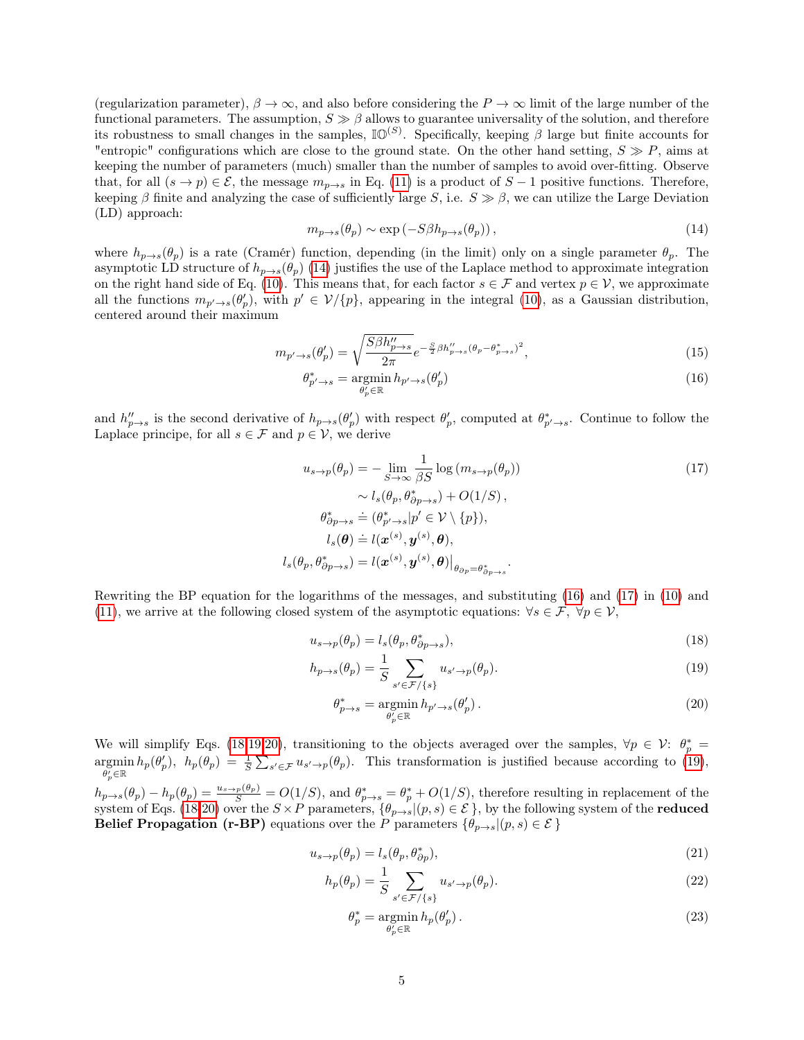(regularization parameter), $\beta \to \infty$, and also before considering the $P \to \infty$ limit of the large number of the functional parameters. The assumption, $S \gg \beta$ allows to guarantee universality of the solution, and therefore its robustness to small changes in the samples, $\mathbb{IO}^{(S)}$. Specifically, keeping $\beta$ large but finite accounts for "entropic" configurations which are close to the ground state. On the other hand setting, $S \gg P$, aims at keeping the number of parameters (much) smaller than the number of samples to avoid over-fitting. Observe that, for all $(s \to p) \in \mathcal{E}$, the message $m_{p\to s}$ in Eq. (11) is a product of $S-1$ positive functions. Therefore, keeping $\beta$ finite and analyzing the case of sufficiently large $S$, i.e. $S \gg \beta$, we can utilize the Large Deviation (LD) approach:

$$
m_{p\to s}(\theta_p) \sim \exp\left(-S\beta h_{p\to s}(\theta_p)\right), \tag{14}
$$

where $h_{p\to s}(\theta_p)$ is a rate (Cramér) function, depending (in the limit) only on a single parameter $\theta_p$. The asymptotic LD structure of $h_{p\to s}(\theta_p)$ (14) justifies the use of the Laplace method to approximate integration on the right hand side of Eq. (10). This means that, for each factor $s \in \mathcal{F}$ and vertex $p \in \mathcal{V}$, we approximate all the functions $m_{p'\to s}(\theta'_p)$, with $p' \in \mathcal{V}/\{p\}$, appearing in the integral (10), as a Gaussian distribution, centered around their maximum

$$
m_{p'\to s}(\theta'_p) = \sqrt{\frac{S\beta h''_{p\to s}}{2\pi}}\, e^{-\frac{S}{2}\beta h''_{p\to s}(\theta_p-\theta^*_{p\to s})^2}, \tag{15}
$$

$$
\theta^*_{p'\to s} = \underset{\theta'_p\in\mathbb{R}}{\operatorname{argmin}}\, h_{p'\to s}(\theta'_p) \tag{16}
$$

and $h''_{p\to s}$ is the second derivative of $h_{p\to s}(\theta'_p)$ with respect $\theta'_p$, computed at $\theta^*_{p'\to s}$. Continue to follow the Laplace principe, for all $s \in \mathcal{F}$ and $p \in \mathcal{V}$, we derive

$$
\begin{aligned}
u_{s\to p}(\theta_p) &= -\lim_{S\to\infty}\frac{1}{\beta S}\log\left(m_{s\to p}(\theta_p)\right) \\
&\sim l_s(\theta_p, \theta^*_{\partial p\to s}) + O(1/S)\,, \\
\theta^*_{\partial p\to s} &\doteq (\theta^*_{p'\to s}|p' \in \mathcal{V}\setminus\{p\}), \\
l_s(\boldsymbol{\theta}) &\doteq l(\boldsymbol{x}^{(s)}, \boldsymbol{y}^{(s)}, \boldsymbol{\theta}), \\
l_s(\theta_p, \theta^*_{\partial p\to s}) &= l(\boldsymbol{x}^{(s)}, \boldsymbol{y}^{(s)}, \boldsymbol{\theta})\big|_{\theta_{\partial p}=\theta^*_{\partial p\to s}}.
\end{aligned} \tag{17}
$$

Rewriting the BP equation for the logarithms of the messages, and substituting (16) and (17) in (10) and (11), we arrive at the following closed system of the asymptotic equations: $\forall s \in \mathcal{F}$, $\forall p \in \mathcal{V}$,

$$
u_{s\to p}(\theta_p) = l_s(\theta_p, \theta^*_{\partial p\to s}), \tag{18}
$$

$$
h_{p\to s}(\theta_p) = \frac{1}{S}\sum_{s'\in\mathcal{F}/\{s\}} u_{s'\to p}(\theta_p). \tag{19}
$$

$$
\theta^*_{p\to s} = \underset{\theta'_p\in\mathbb{R}}{\operatorname{argmin}}\, h_{p'\to s}(\theta'_p)\,. \tag{20}
$$

We will simplify Eqs. (18,19,20), transitioning to the objects averaged over the samples, $\forall p \in \mathcal{V}$: $\theta^*_p = \underset{\theta'_p\in\mathbb{R}}{\operatorname{argmin}}\, h_p(\theta'_p)$, $h_p(\theta_p) = \frac{1}{S}\sum_{s'\in\mathcal{F}} u_{s'\to p}(\theta_p)$. This transformation is justified because according to (19), $h_{p\to s}(\theta_p) - h_p(\theta_p) = \frac{u_{s\to p}(\theta_p)}{S} = O(1/S)$, and $\theta^*_{p\to s} = \theta^*_p + O(1/S)$, therefore resulting in replacement of the system of Eqs. (18-20) over the $S \times P$ parameters, $\{\theta_{p\to s}|(p,s) \in \mathcal{E}\}$, by the following system of the **reduced Belief Propagation (r-BP)** equations over the $P$ parameters $\{\theta_{p\to s}|(p,s) \in \mathcal{E}\}$

$$
u_{s\to p}(\theta_p) = l_s(\theta_p, \theta^*_{\partial p}), \tag{21}
$$

$$
h_p(\theta_p) = \frac{1}{S}\sum_{s'\in\mathcal{F}/\{s\}} u_{s'\to p}(\theta_p). \tag{22}
$$

$$
\theta^*_p = \underset{\theta'_p\in\mathbb{R}}{\operatorname{argmin}}\, h_p(\theta'_p)\,. \tag{23}
$$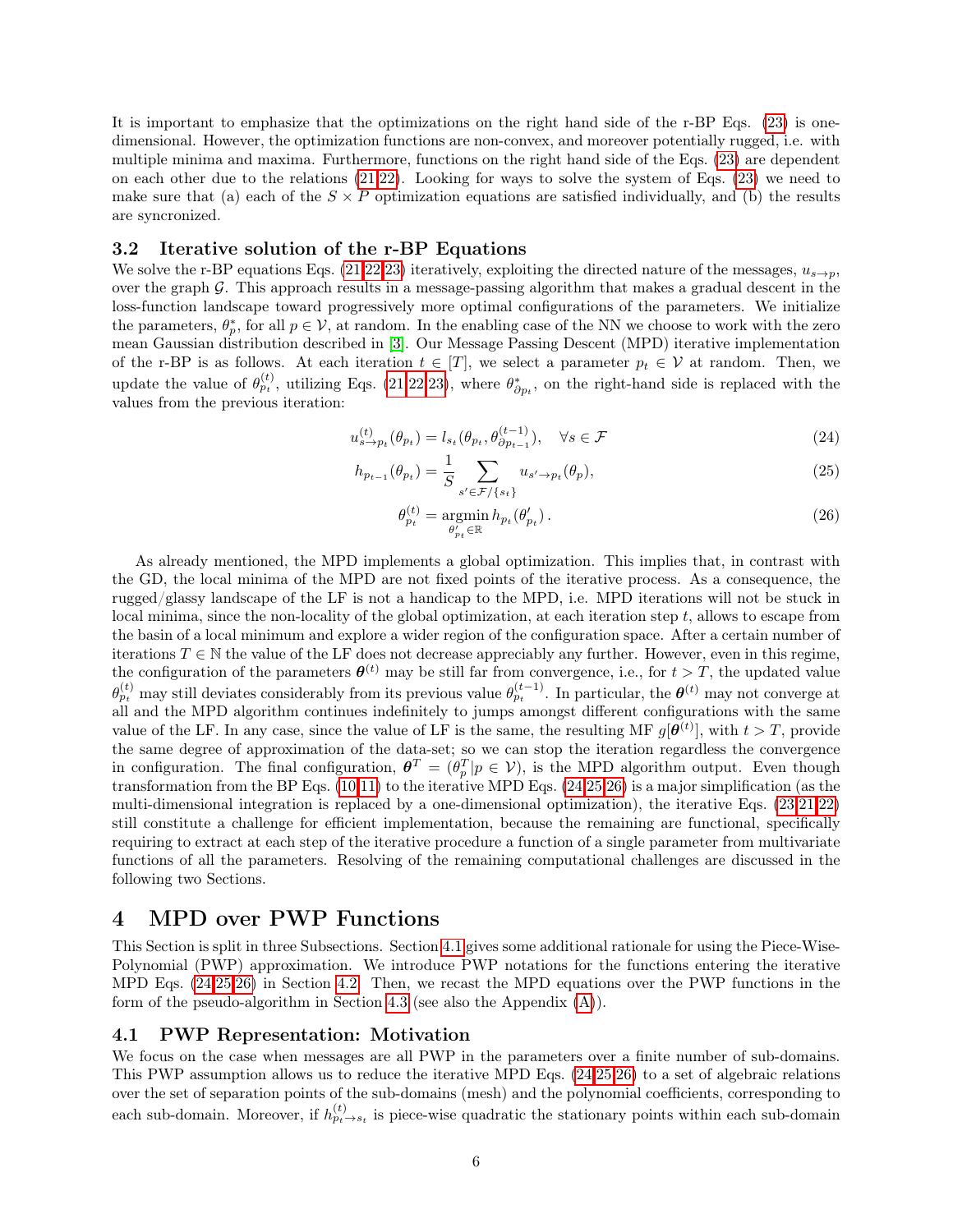It is important to emphasize that the optimizations on the right hand side of the r-BP Eqs. (23) is one-dimensional. However, the optimization functions are non-convex, and moreover potentially rugged, i.e. with multiple minima and maxima. Furthermore, functions on the right hand side of the Eqs. (23) are dependent on each other due to the relations (21,22). Looking for ways to solve the system of Eqs. (23) we need to make sure that (a) each of the $S \times P$ optimization equations are satisfied individually, and (b) the results are syncronized.

### 3.2 Iterative solution of the r-BP Equations

We solve the r-BP equations Eqs. (21,22,23) iteratively, exploiting the directed nature of the messages, $u_{s\to p}$, over the graph $\mathcal{G}$. This approach results in a message-passing algorithm that makes a gradual descent in the loss-function landscape toward progressively more optimal configurations of the parameters. We initialize the parameters, $\theta_p^*$, for all $p \in \mathcal{V}$, at random. In the enabling case of the NN we choose to work with the zero mean Gaussian distribution described in [3]. Our Message Passing Descent (MPD) iterative implementation of the r-BP is as follows. At each iteration $t \in [T]$, we select a parameter $p_t \in \mathcal{V}$ at random. Then, we update the value of $\theta_{p_t}^{(t)}$, utilizing Eqs. (21,22,23), where $\theta^*_{\partial p_t}$, on the right-hand side is replaced with the values from the previous iteration:

$$
u^{(t)}_{s\to p_t}(\theta_{p_t}) = l_{s_t}(\theta_{p_t}, \theta^{(t-1)}_{\partial p_{t-1}}), \quad \forall s \in \mathcal{F} \tag{24}
$$

$$
h_{p_{t-1}}(\theta_{p_t}) = \frac{1}{S} \sum_{s' \in \mathcal{F}/\{s_t\}} u_{s'\to p_t}(\theta_p), \tag{25}
$$

$$
\theta^{(t)}_{p_t} = \underset{\theta'_{p_t} \in \mathbb{R}}{\operatorname{argmin}}\, h_{p_t}(\theta'_{p_t})\,. \tag{26}
$$

As already mentioned, the MPD implements a global optimization. This implies that, in contrast with the GD, the local minima of the MPD are not fixed points of the iterative process. As a consequence, the rugged/glassy landscape of the LF is not a handicap to the MPD, i.e. MPD iterations will not be stuck in local minima, since the non-locality of the global optimization, at each iteration step $t$, allows to escape from the basin of a local minimum and explore a wider region of the configuration space. After a certain number of iterations $T \in \mathbb{N}$ the value of the LF does not decrease appreciably any further. However, even in this regime, the configuration of the parameters $\boldsymbol{\theta}^{(t)}$ may be still far from convergence, i.e., for $t > T$, the updated value $\theta^{(t)}_{p_t}$ may still deviates considerably from its previous value $\theta^{(t-1)}_{p_t}$. In particular, the $\boldsymbol{\theta}^{(t)}$ may not converge at all and the MPD algorithm continues indefinitely to jumps amongst different configurations with the same value of the LF. In any case, since the value of LF is the same, the resulting MF $g[\boldsymbol{\theta}^{(t)}]$, with $t > T$, provide the same degree of approximation of the data-set; so we can stop the iteration regardless the convergence in configuration. The final configuration, $\boldsymbol{\theta}^T = (\theta^T_p | p \in \mathcal{V})$, is the MPD algorithm output. Even though transformation from the BP Eqs. (10,11) to the iterative MPD Eqs. (24,25,26) is a major simplification (as the multi-dimensional integration is replaced by a one-dimensional optimization), the iterative Eqs. (23,21,22) still constitute a challenge for efficient implementation, because the remaining are functional, specifically requiring to extract at each step of the iterative procedure a function of a single parameter from multivariate functions of all the parameters. Resolving of the remaining computational challenges are discussed in the following two Sections.

## 4 MPD over PWP Functions

This Section is split in three Subsections. Section 4.1 gives some additional rationale for using the Piece-Wise-Polynomial (PWP) approximation. We introduce PWP notations for the functions entering the iterative MPD Eqs. (24,25,26) in Section 4.2. Then, we recast the MPD equations over the PWP functions in the form of the pseudo-algorithm in Section 4.3 (see also the Appendix (A)).

### 4.1 PWP Representation: Motivation

We focus on the case when messages are all PWP in the parameters over a finite number of sub-domains. This PWP assumption allows us to reduce the iterative MPD Eqs. (24,25,26) to a set of algebraic relations over the set of separation points of the sub-domains (mesh) and the polynomial coefficients, corresponding to each sub-domain. Moreover, if $h^{(t)}_{p_t\to s_t}$ is piece-wise quadratic the stationary points within each sub-domain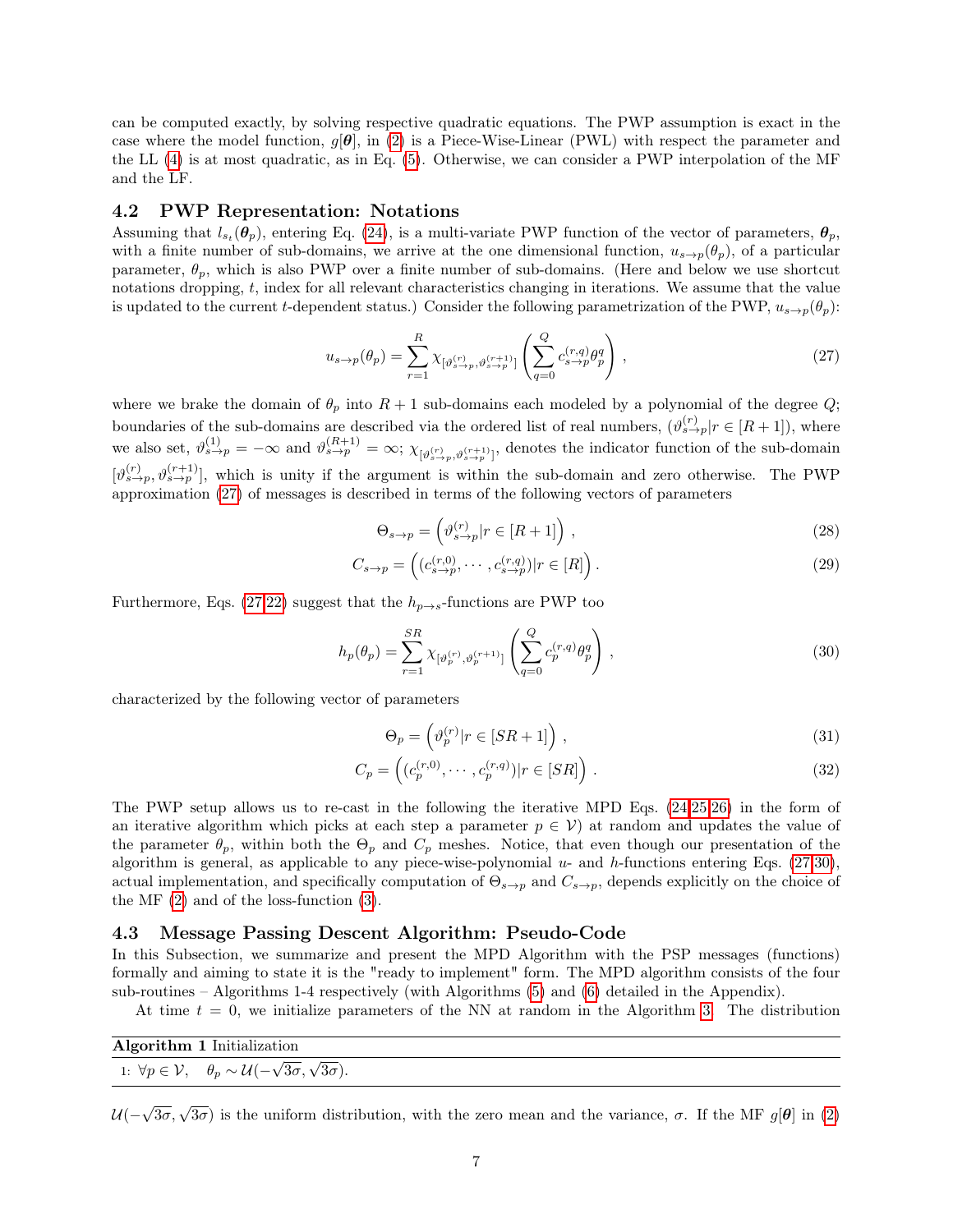can be computed exactly, by solving respective quadratic equations. The PWP assumption is exact in the case where the model function, $g[\boldsymbol{\theta}]$, in (2) is a Piece-Wise-Linear (PWL) with respect the parameter and the LL (4) is at most quadratic, as in Eq. (5). Otherwise, we can consider a PWP interpolation of the MF and the LF.

### 4.2 PWP Representation: Notations

Assuming that $l_{s_t}(\boldsymbol{\theta}_p)$, entering Eq. (24), is a multi-variate PWP function of the vector of parameters, $\boldsymbol{\theta}_p$, with a finite number of sub-domains, we arrive at the one dimensional function, $u_{s\to p}(\theta_p)$, of a particular parameter, $\theta_p$, which is also PWP over a finite number of sub-domains. (Here and below we use shortcut notations dropping, $t$, index for all relevant characteristics changing in iterations. We assume that the value is updated to the current $t$-dependent status.) Consider the following parametrization of the PWP, $u_{s\to p}(\theta_p)$:

$$u_{s\to p}(\theta_p) = \sum_{r=1}^{R} \chi_{[\vartheta^{(r)}_{s\to p}, \vartheta^{(r+1)}_{s\to p}]} \left( \sum_{q=0}^{Q} c^{(r,q)}_{s\to p} \theta_p^q \right) , \tag{27}$$

where we brake the domain of $\theta_p$ into $R+1$ sub-domains each modeled by a polynomial of the degree $Q$; boundaries of the sub-domains are described via the ordered list of real numbers, $(\vartheta^{(r)}_{s\to p} | r \in [R+1])$, where we also set, $\vartheta^{(1)}_{s\to p} = -\infty$ and $\vartheta^{(R+1)}_{s\to p} = \infty$; $\chi_{[\vartheta^{(r)}_{s\to p}, \vartheta^{(r+1)}_{s\to p}]}$, denotes the indicator function of the sub-domain $[\vartheta^{(r)}_{s\to p}, \vartheta^{(r+1)}_{s\to p}]$, which is unity if the argument is within the sub-domain and zero otherwise. The PWP approximation (27) of messages is described in terms of the following vectors of parameters

$$\Theta_{s\to p} = \left( \vartheta^{(r)}_{s\to p} | r \in [R+1] \right) , \tag{28}$$

$$C_{s\to p} = \left( (c^{(r,0)}_{s\to p}, \cdots, c^{(r,q)}_{s\to p}) | r \in [R] \right) . \tag{29}$$

Furthermore, Eqs. (27,22) suggest that the $h_{p\to s}$-functions are PWP too

$$h_p(\theta_p) = \sum_{r=1}^{SR} \chi_{[\vartheta^{(r)}_p, \vartheta^{(r+1)}_p]} \left( \sum_{q=0}^{Q} c^{(r,q)}_p \theta_p^q \right) , \tag{30}$$

characterized by the following vector of parameters

$$\Theta_p = \left( \vartheta^{(r)}_p | r \in [SR+1] \right) , \tag{31}$$

$$C_p = \left( (c^{(r,0)}_p, \cdots, c^{(r,q)}_p) | r \in [SR] \right) . \tag{32}$$

The PWP setup allows us to re-cast in the following the iterative MPD Eqs. (24,25,26) in the form of an iterative algorithm which picks at each step a parameter $p \in \mathcal{V}$) at random and updates the value of the parameter $\theta_p$, within both the $\Theta_p$ and $C_p$ meshes. Notice, that even though our presentation of the algorithm is general, as applicable to any piece-wise-polynomial $u$- and $h$-functions entering Eqs. (27,30), actual implementation, and specifically computation of $\Theta_{s\to p}$ and $C_{s\to p}$, depends explicitly on the choice of the MF (2) and of the loss-function (3).

### 4.3 Message Passing Descent Algorithm: Pseudo-Code

In this Subsection, we summarize and present the MPD Algorithm with the PSP messages (functions) formally and aiming to state it is the "ready to implement" form. The MPD algorithm consists of the four sub-routines – Algorithms 1-4 respectively (with Algorithms (5) and (6) detailed in the Appendix).

At time $t = 0$, we initialize parameters of the NN at random in the Algorithm 3. The distribution

**Algorithm 1** Initialization

1: $\forall p \in \mathcal{V}, \quad \theta_p \sim \mathcal{U}(-\sqrt{3\sigma}, \sqrt{3\sigma})$.

$\mathcal{U}(-\sqrt{3\sigma}, \sqrt{3\sigma})$ is the uniform distribution, with the zero mean and the variance, $\sigma$. If the MF $g[\boldsymbol{\theta}]$ in (2)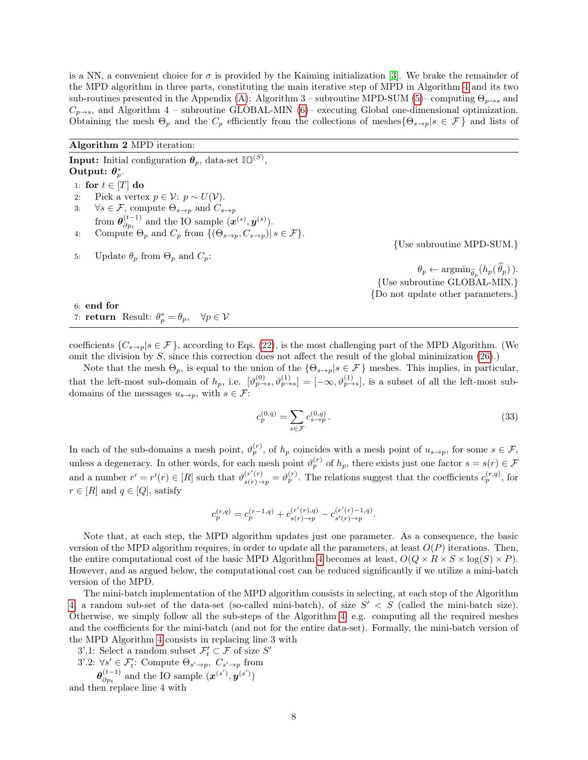is a NN, a convenient choice for $\sigma$ is provided by the Kaiming initialization [3]. We brake the remainder of the MPD algorithm in three parts, constituting the main iterative step of MPD in Algorithm 4 and its two sub-routines presented in the Appendix (A): Algorithm 3 – subroutine MPD-SUM (5)– computing $\Theta_{p\to s}$ and $C_{p\to s}$, and Algorithm 4 – subroutine GLOBAL-MIN (6)– executing Global one-dimensional optimization. Obtaining the mesh $\Theta_p$ and the $C_p$ efficiently from the collections of meshes$\{\Theta_{s\to p}|s \in \mathcal{F}\}$ and lists of

---

**Algorithm 2** MPD iteration:

---

**Input:** Initial configuration $\boldsymbol{\theta}_p$, data-set $\mathbb{IO}^{(S)}$,
**Output:** $\boldsymbol{\theta}_p^*$.

1: **for** $t \in [T]$ **do**
2: Pick a vertex $p \in \mathcal{V}$: $p \sim U(\mathcal{V})$.
3: $\forall s \in \mathcal{F}$, compute $\Theta_{s\to p}$ and $C_{s\to p}$ from $\boldsymbol{\theta}_{\partial p_t}^{(t-1)}$ and the IO sample $(\boldsymbol{x}^{(s)}, \boldsymbol{y}^{(s)})$.
4: Compute $\Theta_p$ and $C_p$ from $\{(\Theta_{s\to p}, C_{s\to p})|\, s \in \mathcal{F}\}$.
{Use subroutine MPD-SUM.}
5: Update $\theta_p$ from $\Theta_p$ and $C_p$:
$\theta_p \leftarrow \mathrm{argmin}_{\widehat{\theta}_p}(h_p(\,\widehat{\theta}_p)\,)$.
{Use subroutine GLOBAL-MIN.}
{Do not update other parameters.}
6: **end for**
7: **return** Result: $\theta_p^* = \theta_p, \quad \forall p \in \mathcal{V}$

---

coefficients $\{C_{s\to p}|s \in \mathcal{F}\}$, according to Eqs. (22), is the most challenging part of the MPD Algorithm. (We omit the division by $S$, since this correction does not affect the result of the global minimization (26).)

Note that the mesh $\Theta_p$, is equal to the union of the $\{\Theta_{s\to p}|s \in \mathcal{F}\}$ meshes. This implies, in particular, that the left-most sub-domain of $h_p$, i.e. $[\vartheta_{p\to s}^{(0)}, \vartheta_{p\to s}^{(1)}] = [-\infty, \vartheta_{p\to s}^{(1)}]$, is a subset of all the left-most sub-domains of the messages $u_{s\to p}$, with $s \in \mathcal{F}$:

$$c_p^{(0,q)} = \sum_{s\in\mathcal{F}} c_{s\to p}^{(0,q)}\,. \tag{33}$$

In each of the sub-domains a mesh point, $\vartheta_p^{(r)}$, of $h_p$ coincides with a mesh point of $u_{s\to p}$, for some $s \in \mathcal{F}$, unless a degeneracy. In other words, for each mesh point $\vartheta_p^{(r)}$ of $h_p$, there exists just one factor $s = s(r) \in \mathcal{F}$ and a number $r' = r'(r) \in [R]$ such that $\vartheta_{s(r)\to p}^{(r'(r)} = \vartheta_p^{(r)}$. The relations suggest that the coefficients $c_p^{(r,q)}$, for $r \in [R]$ and $q \in [Q]$, satisfy

$$c_p^{(r,q)} = c_p^{(r-1,q)} + c_{s(r)\to p}^{(r'(r),q)} - c_{s'(r)\to p}^{(r'(r)-1,q)}.$$

Note that, at each step, the MPD algorithm updates just one parameter. As a consequence, the basic version of the MPD algorithm requires, in order to update all the parameters, at least $O(P)$ iterations. Then, the entire computational cost of the basic MPD Algorithm 4 becomes at least, $O(Q \times R \times S \times \log(S) \times P)$. However, and as argued below, the computational cost can be reduced significantly if we utilize a mini-batch version of the MPD.

The mini-batch implementation of the MPD algorithm consists in selecting, at each step of the Algorithm 4, a random sub-set of the data-set (so-called mini-batch), of size $S' < S$ (called the mini-batch size). Otherwise, we simply follow all the sub-steps of the Algorithm 4, e.g. computing all the required meshes and the coefficients for the mini-batch (and not for the entire data-set). Formally, the mini-batch version of the MPD Algorithm 4 consists in replacing line 3 with

3'.1: Select a random subset $\mathcal{F}_t' \subset \mathcal{F}$ of size $S'$
3'.2: $\forall s' \in \mathcal{F}_t'$: Compute $\Theta_{s'\to p},\ C_{s'\to p}$ from $\boldsymbol{\theta}_{\partial p_t}^{(t-1)}$ and the IO sample $(\boldsymbol{x}^{(s')}, \boldsymbol{y}^{(s')})$

and then replace line 4 with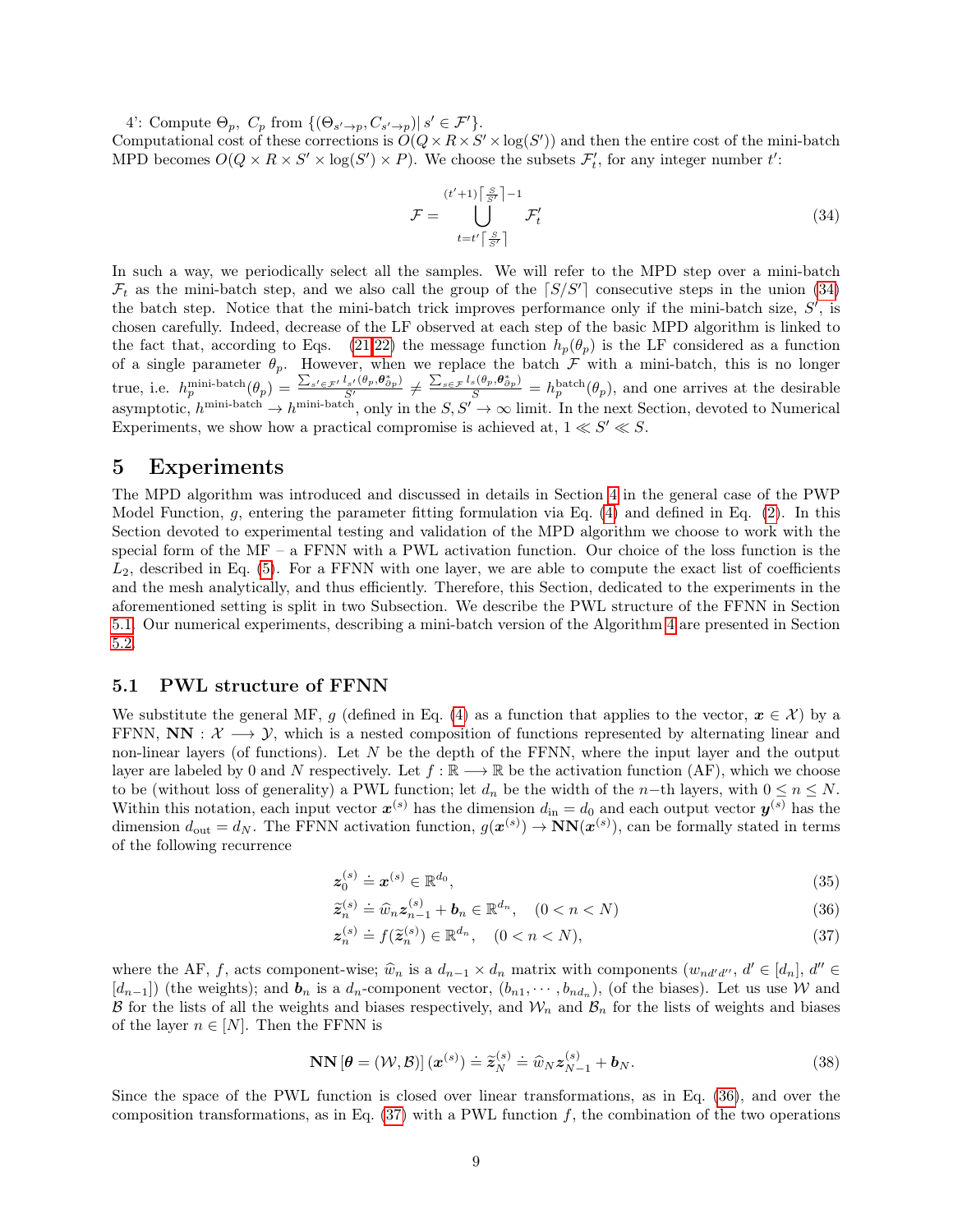4': Compute $\Theta_p$, $C_p$ from $\{(\Theta_{s'\to p}, C_{s'\to p}) | s' \in \mathcal{F}'\}$.
Computational cost of these corrections is $O(Q \times R \times S' \times \log(S'))$ and then the entire cost of the mini-batch MPD becomes $O(Q \times R \times S' \times \log(S') \times P)$. We choose the subsets $\mathcal{F}'_t$, for any integer number $t'$:

$$
\mathcal{F} = \bigcup_{t=t'\lceil \frac{S}{S'} \rceil}^{(t'+1)\lceil \frac{S}{S'} \rceil - 1} \mathcal{F}'_t \tag{34}
$$

In such a way, we periodically select all the samples. We will refer to the MPD step over a mini-batch $\mathcal{F}_t$ as the mini-batch step, and we also call the group of the $\lceil S/S' \rceil$ consecutive steps in the union (34) the batch step. Notice that the mini-batch trick improves performance only if the mini-batch size, $S'$, is chosen carefully. Indeed, decrease of the LF observed at each step of the basic MPD algorithm is linked to the fact that, according to Eqs. (21,22) the message function $h_p(\theta_p)$ is the LF considered as a function of a single parameter $\theta_p$. However, when we replace the batch $\mathcal{F}$ with a mini-batch, this is no longer true, i.e. $h_p^{\text{mini-batch}}(\theta_p) = \frac{\sum_{s' \in \mathcal{F}'} l_{s'}(\theta_p, \boldsymbol{\theta}^*_{\partial p})}{S'} \neq \frac{\sum_{s \in \mathcal{F}} l_s(\theta_p, \boldsymbol{\theta}^*_{\partial p})}{S} = h_p^{\text{batch}}(\theta_p)$, and one arrives at the desirable asymptotic, $h^{\text{mini-batch}} \to h^{\text{mini-batch}}$, only in the $S, S' \to \infty$ limit. In the next Section, devoted to Numerical Experiments, we show how a practical compromise is achieved at, $1 \ll S' \ll S$.

# 5 Experiments

The MPD algorithm was introduced and discussed in details in Section 4 in the general case of the PWP Model Function, $g$, entering the parameter fitting formulation via Eq. (4) and defined in Eq. (2). In this Section devoted to experimental testing and validation of the MPD algorithm we choose to work with the special form of the MF – a FFNN with a PWL activation function. Our choice of the loss function is the $L_2$, described in Eq. (5). For a FFNN with one layer, we are able to compute the exact list of coefficients and the mesh analytically, and thus efficiently. Therefore, this Section, dedicated to the experiments in the aforementioned setting is split in two Subsection. We describe the PWL structure of the FFNN in Section 5.1. Our numerical experiments, describing a mini-batch version of the Algorithm 4 are presented in Section 5.2.

## 5.1 PWL structure of FFNN

We substitute the general MF, $g$ (defined in Eq. (4) as a function that applies to the vector, $\boldsymbol{x} \in \mathcal{X}$) by a FFNN, $\mathbf{NN} : \mathcal{X} \longrightarrow \mathcal{Y}$, which is a nested composition of functions represented by alternating linear and non-linear layers (of functions). Let $N$ be the depth of the FFNN, where the input layer and the output layer are labeled by 0 and $N$ respectively. Let $f : \mathbb{R} \longrightarrow \mathbb{R}$ be the activation function (AF), which we choose to be (without loss of generality) a PWL function; let $d_n$ be the width of the $n-$th layers, with $0 \leq n \leq N$. Within this notation, each input vector $\boldsymbol{x}^{(s)}$ has the dimension $d_{\text{in}} = d_0$ and each output vector $\boldsymbol{y}^{(s)}$ has the dimension $d_{\text{out}} = d_N$. The FFNN activation function, $g(\boldsymbol{x}^{(s)}) \to \mathbf{NN}(\boldsymbol{x}^{(s)})$, can be formally stated in terms of the following recurrence

$$
\boldsymbol{z}_0^{(s)} \doteq \boldsymbol{x}^{(s)} \in \mathbb{R}^{d_0}, \tag{35}
$$

$$
\widetilde{\boldsymbol{z}}_n^{(s)} \doteq \widehat{w}_n \boldsymbol{z}_{n-1}^{(s)} + \boldsymbol{b}_n \in \mathbb{R}^{d_n}, \quad (0 < n < N) \tag{36}
$$

$$
\boldsymbol{z}_n^{(s)} \doteq f(\widetilde{\boldsymbol{z}}_n^{(s)}) \in \mathbb{R}^{d_n}, \quad (0 < n < N), \tag{37}
$$

where the AF, $f$, acts component-wise; $\widehat{w}_n$ is a $d_{n-1} \times d_n$ matrix with components $(w_{nd'd''}, d' \in [d_n], d'' \in [d_{n-1}])$ (the weights); and $\boldsymbol{b}_n$ is a $d_n$-component vector, $(b_{n1}, \cdots, b_{nd_n})$, (of the biases). Let us use $\mathcal{W}$ and $\mathcal{B}$ for the lists of all the weights and biases respectively, and $\mathcal{W}_n$ and $\mathcal{B}_n$ for the lists of weights and biases of the layer $n \in [N]$. Then the FFNN is

$$
\mathbf{NN}\left[\boldsymbol{\theta} = (\mathcal{W}, \mathcal{B})\right](\boldsymbol{x}^{(s)}) \doteq \widetilde{\boldsymbol{z}}_N^{(s)} \doteq \widehat{w}_N \boldsymbol{z}_{N-1}^{(s)} + \boldsymbol{b}_N. \tag{38}
$$

Since the space of the PWL function is closed over linear transformations, as in Eq. (36), and over the composition transformations, as in Eq. (37) with a PWL function $f$, the combination of the two operations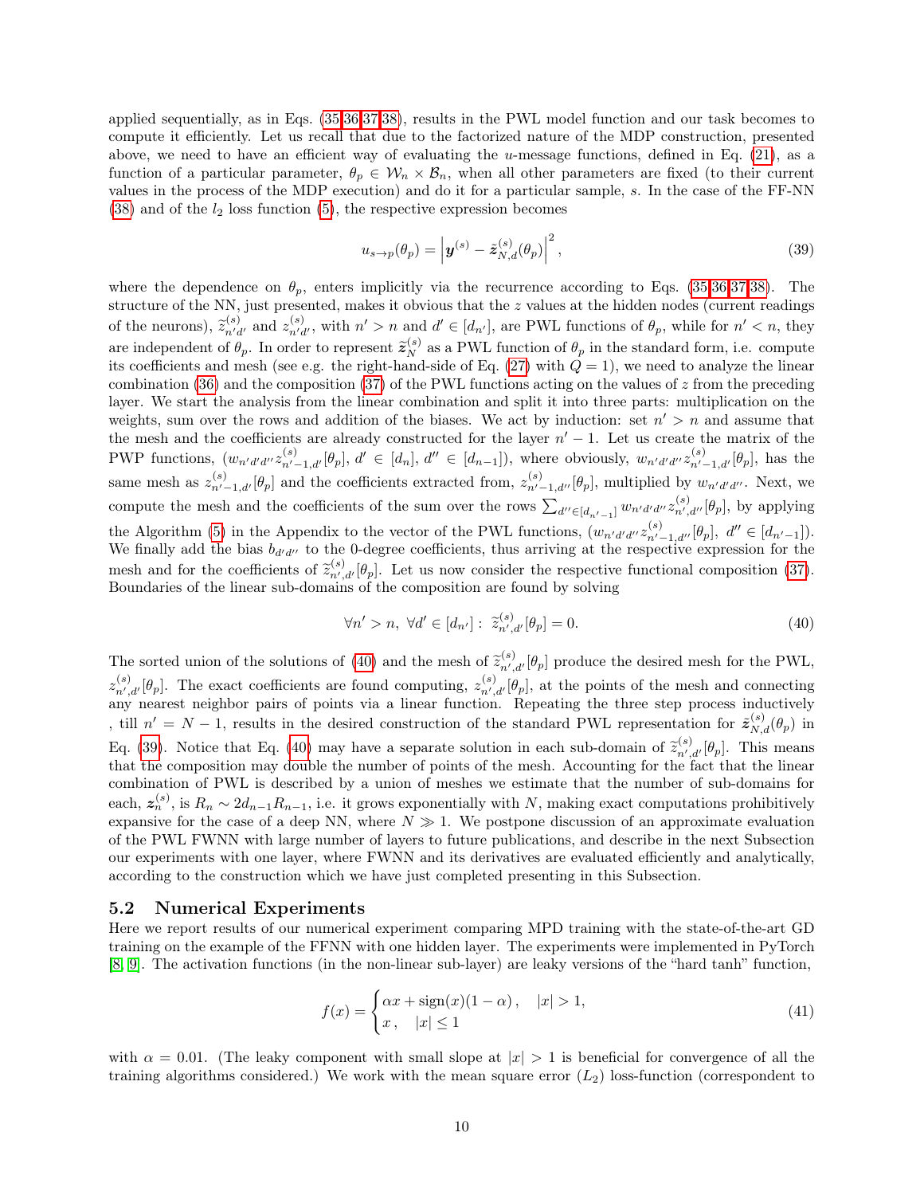applied sequentially, as in Eqs. (35,36,37,38), results in the PWL model function and our task becomes to compute it efficiently. Let us recall that due to the factorized nature of the MDP construction, presented above, we need to have an efficient way of evaluating the $u$-message functions, defined in Eq. (21), as a function of a particular parameter, $\theta_p \in \mathcal{W}_n \times \mathcal{B}_n$, when all other parameters are fixed (to their current values in the process of the MDP execution) and do it for a particular sample, $s$. In the case of the FF-NN (38) and of the $l_2$ loss function (5), the respective expression becomes

$$u_{s\to p}(\theta_p) = \left| \boldsymbol{y}^{(s)} - \tilde{\boldsymbol{z}}^{(s)}_{N,d}(\theta_p) \right|^2, \tag{39}$$

where the dependence on $\theta_p$, enters implicitly via the recurrence according to Eqs. (35,36,37,38). The structure of the NN, just presented, makes it obvious that the $z$ values at the hidden nodes (current readings of the neurons), $\tilde{z}^{(s)}_{n'd'}$ and $z^{(s)}_{n'd'}$, with $n' > n$ and $d' \in [d_{n'}]$, are PWL functions of $\theta_p$, while for $n' < n$, they are independent of $\theta_p$. In order to represent $\tilde{\boldsymbol{z}}^{(s)}_N$ as a PWL function of $\theta_p$ in the standard form, i.e. compute its coefficients and mesh (see e.g. the right-hand-side of Eq. (27) with $Q = 1$), we need to analyze the linear combination (36) and the composition (37) of the PWL functions acting on the values of $z$ from the preceding layer. We start the analysis from the linear combination and split it into three parts: multiplication on the weights, sum over the rows and addition of the biases. We act by induction: set $n' > n$ and assume that the mesh and the coefficients are already constructed for the layer $n' - 1$. Let us create the matrix of the PWP functions, $(w_{n'd'd''} z^{(s)}_{n'-1,d'}[\theta_p],\ d' \in [d_n],\ d'' \in [d_{n-1}])$, where obviously, $w_{n'd'd''} z^{(s)}_{n'-1,d'}[\theta_p]$, has the same mesh as $z^{(s)}_{n'-1,d'}[\theta_p]$ and the coefficients extracted from, $z^{(s)}_{n'-1,d''}[\theta_p]$, multiplied by $w_{n'd'd''}$. Next, we compute the mesh and the coefficients of the sum over the rows $\sum_{d'' \in [d_{n'-1}]} w_{n'd'd''} z^{(s)}_{n',d''}[\theta_p]$, by applying the Algorithm (5) in the Appendix to the vector of the PWL functions, $(w_{n'd'd''} z^{(s)}_{n'-1,d''}[\theta_p],\ d'' \in [d_{n'-1}])$. We finally add the bias $b_{d'd''}$ to the 0-degree coefficients, thus arriving at the respective expression for the mesh and for the coefficients of $\tilde{z}^{(s)}_{n',d'}[\theta_p]$. Let us now consider the respective functional composition (37). Boundaries of the linear sub-domains of the composition are found by solving

$$\forall n' > n,\ \forall d' \in [d_{n'}]:\ \tilde{z}^{(s)}_{n',d'}[\theta_p] = 0. \tag{40}$$

The sorted union of the solutions of (40) and the mesh of $\tilde{z}^{(s)}_{n',d'}[\theta_p]$ produce the desired mesh for the PWL, $z^{(s)}_{n',d'}[\theta_p]$. The exact coefficients are found computing, $z^{(s)}_{n',d'}[\theta_p]$, at the points of the mesh and connecting any nearest neighbor pairs of points via a linear function. Repeating the three step process inductively , till $n' = N - 1$, results in the desired construction of the standard PWL representation for $\tilde{\boldsymbol{z}}^{(s)}_{N,d}(\theta_p)$ in Eq. (39). Notice that Eq. (40) may have a separate solution in each sub-domain of $\tilde{z}^{(s)}_{n',d'}[\theta_p]$. This means that the composition may double the number of points of the mesh. Accounting for the fact that the linear combination of PWL is described by a union of meshes we estimate that the number of sub-domains for each, $\boldsymbol{z}^{(s)}_n$, is $R_n \sim 2d_{n-1}R_{n-1}$, i.e. it grows exponentially with $N$, making exact computations prohibitively expansive for the case of a deep NN, where $N \gg 1$. We postpone discussion of an approximate evaluation of the PWL FWNN with large number of layers to future publications, and describe in the next Subsection our experiments with one layer, where FWNN and its derivatives are evaluated efficiently and analytically, according to the construction which we have just completed presenting in this Subsection.

## 5.2 Numerical Experiments

Here we report results of our numerical experiment comparing MPD training with the state-of-the-art GD training on the example of the FFNN with one hidden layer. The experiments were implemented in PyTorch [8, 9]. The activation functions (in the non-linear sub-layer) are leaky versions of the "hard tanh" function,

$$f(x) = \begin{cases} \alpha x + \text{sign}(x)(1-\alpha)\,, & |x| > 1, \\ x\,, \quad |x| \le 1 \end{cases} \tag{41}$$

with $\alpha = 0.01$. (The leaky component with small slope at $|x| > 1$ is beneficial for convergence of all the training algorithms considered.) We work with the mean square error ($L_2$) loss-function (correspondent to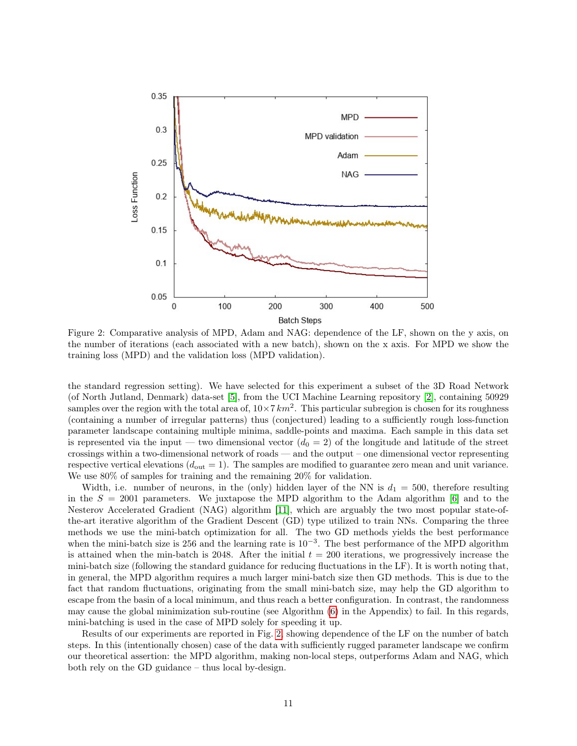Figure 2: Comparative analysis of MPD, Adam and NAG: dependence of the LF, shown on the y axis, on the number of iterations (each associated with a new batch), shown on the x axis. For MPD we show the training loss (MPD) and the validation loss (MPD validation).

the standard regression setting). We have selected for this experiment a subset of the 3D Road Network (of North Jutland, Denmark) data-set [5], from the UCI Machine Learning repository [2], containing 50929 samples over the region with the total area of, $10 \times 7\,km^2$. This particular subregion is chosen for its roughness (containing a number of irregular patterns) thus (conjectured) leading to a sufficiently rough loss-function parameter landscape containing multiple minima, saddle-points and maxima. Each sample in this data set is represented via the input — two dimensional vector ($d_0 = 2$) of the longitude and latitude of the street crossings within a two-dimensional network of roads — and the output – one dimensional vector representing respective vertical elevations ($d_{\text{out}} = 1$). The samples are modified to guarantee zero mean and unit variance. We use 80% of samples for training and the remaining 20% for validation.

Width, i.e. number of neurons, in the (only) hidden layer of the NN is $d_1 = 500$, therefore resulting in the $S = 2001$ parameters. We juxtapose the MPD algorithm to the Adam algorithm [6] and to the Nesterov Accelerated Gradient (NAG) algorithm [11], which are arguably the two most popular state-of-the-art iterative algorithm of the Gradient Descent (GD) type utilized to train NNs. Comparing the three methods we use the mini-batch optimization for all. The two GD methods yields the best performance when the mini-batch size is 256 and the learning rate is $10^{-3}$. The best performance of the MPD algorithm is attained when the min-batch is 2048. After the initial $t = 200$ iterations, we progressively increase the mini-batch size (following the standard guidance for reducing fluctuations in the LF). It is worth noting that, in general, the MPD algorithm requires a much larger mini-batch size then GD methods. This is due to the fact that random fluctuations, originating from the small mini-batch size, may help the GD algorithm to escape from the basin of a local minimum, and thus reach a better configuration. In contrast, the randomness may cause the global minimization sub-routine (see Algorithm (6) in the Appendix) to fail. In this regards, mini-batching is used in the case of MPD solely for speeding it up.

Results of our experiments are reported in Fig. 2, showing dependence of the LF on the number of batch steps. In this (intentionally chosen) case of the data with sufficiently rugged parameter landscape we confirm our theoretical assertion: the MPD algorithm, making non-local steps, outperforms Adam and NAG, which both rely on the GD guidance – thus local by-design.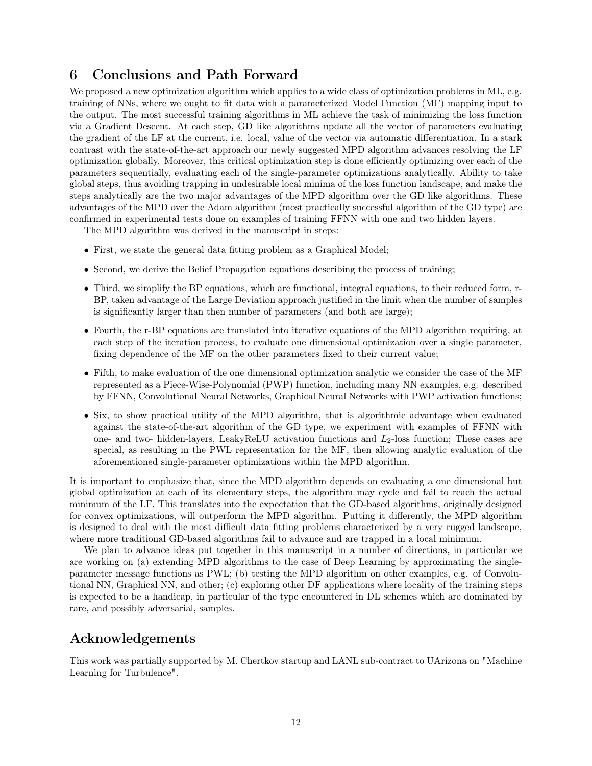## 6 Conclusions and Path Forward

We proposed a new optimization algorithm which applies to a wide class of optimization problems in ML, e.g. training of NNs, where we ought to fit data with a parameterized Model Function (MF) mapping input to the output. The most successful training algorithms in ML achieve the task of minimizing the loss function via a Gradient Descent. At each step, GD like algorithms update all the vector of parameters evaluating the gradient of the LF at the current, i.e. local, value of the vector via automatic differentiation. In a stark contrast with the state-of-the-art approach our newly suggested MPD algorithm advances resolving the LF optimization globally. Moreover, this critical optimization step is done efficiently optimizing over each of the parameters sequentially, evaluating each of the single-parameter optimizations analytically. Ability to take global steps, thus avoiding trapping in undesirable local minima of the loss function landscape, and make the steps analytically are the two major advantages of the MPD algorithm over the GD like algorithms. These advantages of the MPD over the Adam algorithm (most practically successful algorithm of the GD type) are confirmed in experimental tests done on examples of training FFNN with one and two hidden layers.

The MPD algorithm was derived in the manuscript in steps:

- First, we state the general data fitting problem as a Graphical Model;
- Second, we derive the Belief Propagation equations describing the process of training;
- Third, we simplify the BP equations, which are functional, integral equations, to their reduced form, r-BP, taken advantage of the Large Deviation approach justified in the limit when the number of samples is significantly larger than then number of parameters (and both are large);
- Fourth, the r-BP equations are translated into iterative equations of the MPD algorithm requiring, at each step of the iteration process, to evaluate one dimensional optimization over a single parameter, fixing dependence of the MF on the other parameters fixed to their current value;
- Fifth, to make evaluation of the one dimensional optimization analytic we consider the case of the MF represented as a Piece-Wise-Polynomial (PWP) function, including many NN examples, e.g. described by FFNN, Convolutional Neural Networks, Graphical Neural Networks with PWP activation functions;
- Six, to show practical utility of the MPD algorithm, that is algorithmic advantage when evaluated against the state-of-the-art algorithm of the GD type, we experiment with examples of FFNN with one- and two- hidden-layers, LeakyReLU activation functions and $L_2$-loss function; These cases are special, as resulting in the PWL representation for the MF, then allowing analytic evaluation of the aforementioned single-parameter optimizations within the MPD algorithm.

It is important to emphasize that, since the MPD algorithm depends on evaluating a one dimensional but global optimization at each of its elementary steps, the algorithm may cycle and fail to reach the actual minimum of the LF. This translates into the expectation that the GD-based algorithms, originally designed for convex optimizations, will outperform the MPD algorithm. Putting it differently, the MPD algorithm is designed to deal with the most difficult data fitting problems characterized by a very rugged landscape, where more traditional GD-based algorithms fail to advance and are trapped in a local minimum.

We plan to advance ideas put together in this manuscript in a number of directions, in particular we are working on (a) extending MPD algorithms to the case of Deep Learning by approximating the single-parameter message functions as PWL; (b) testing the MPD algorithm on other examples, e.g. of Convolutional NN, Graphical NN, and other; (c) exploring other DF applications where locality of the training steps is expected to be a handicap, in particular of the type encountered in DL schemes which are dominated by rare, and possibly adversarial, samples.

## Acknowledgements

This work was partially supported by M. Chertkov startup and LANL sub-contract to UArizona on "Machine Learning for Turbulence".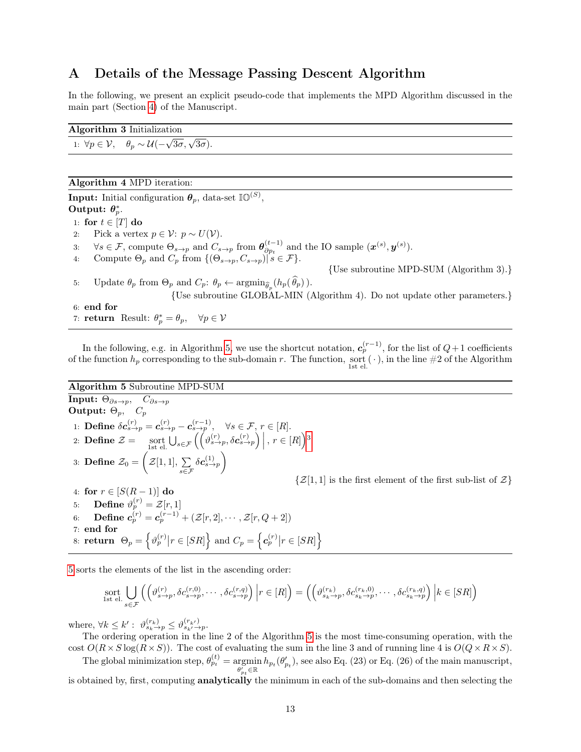# A Details of the Message Passing Descent Algorithm

In the following, we present an explicit pseudo-code that implements the MPD Algorithm discussed in the main part (Section 4) of the Manuscript.

**Algorithm 3** Initialization

1: $\forall p \in \mathcal{V}, \quad \theta_p \sim \mathcal{U}(-\sqrt{3\sigma}, \sqrt{3\sigma})$.

**Algorithm 4** MPD iteration:

**Input:** Initial configuration $\boldsymbol{\theta}_p$, data-set $\mathbb{IO}^{(S)}$,
**Output:** $\boldsymbol{\theta}_p^*$.

1: **for** $t \in [T]$ **do**
2: Pick a vertex $p \in \mathcal{V}$: $p \sim U(\mathcal{V})$.
3: $\forall s \in \mathcal{F}$, compute $\Theta_{s\to p}$ and $C_{s\to p}$ from $\boldsymbol{\theta}_{\partial p_t}^{(t-1)}$ and the IO sample $(\boldsymbol{x}^{(s)}, \boldsymbol{y}^{(s)})$.
4: Compute $\Theta_p$ and $C_p$ from $\{(\Theta_{s\to p}, C_{s\to p}) | s \in \mathcal{F}\}$.
{Use subroutine MPD-SUM (Algorithm 3).}
5: Update $\theta_p$ from $\Theta_p$ and $C_p$: $\theta_p \leftarrow \mathrm{argmin}_{\widehat{\theta}_p}(h_p(\widehat{\theta}_p))$.
{Use subroutine GLOBAL-MIN (Algorithm 4). Do not update other parameters.}
6: **end for**
7: **return** Result: $\theta_p^* = \theta_p, \quad \forall p \in \mathcal{V}$

In the following, e.g. in Algorithm 5, we use the shortcut notation, $\boldsymbol{c}_p^{(r-1)}$, for the list of $Q+1$ coefficients of the function $h_p$ corresponding to the sub-domain $r$. The function, $\underset{\text{1st el.}}{\mathrm{sort}}(\,\cdot\,)$, in the line #2 of the Algorithm 5 sorts the elements of the list in the ascending order:

**Algorithm 5** Subroutine MPD-SUM

**Input:** $\Theta_{\partial s\to p}, \quad C_{\partial s\to p}$
**Output:** $\Theta_p, \quad C_p$

1: **Define** $\delta\boldsymbol{c}_{s\to p}^{(r)} = \boldsymbol{c}_{s\to p}^{(r)} - \boldsymbol{c}_{s\to p}^{(r-1)}, \quad \forall s \in \mathcal{F},\, r \in [R]$.
2: **Define** $\mathcal{Z} = \underset{\text{1st el.}}{\mathrm{sort}} \bigcup_{s\in\mathcal{F}} \left( \left( \vartheta_{s\to p}^{(r)}, \delta\boldsymbol{c}_{s\to p}^{(r)} \right) \Big| \, r \in [R] \right)$[3]
3: **Define** $\mathcal{Z}_0 = \left( \mathcal{Z}[1,1], \sum_{s\in\mathcal{F}} \delta\boldsymbol{c}_{s\to p}^{(1)} \right)$
{$\mathcal{Z}[1,1]$ is the first element of the first sub-list of $\mathcal{Z}$}
4: **for** $r \in [S(R-1)]$ **do**
5: **Define** $\vartheta_p^{(r)} = \mathcal{Z}[r,1]$
6: **Define** $\boldsymbol{c}_p^{(r)} = \boldsymbol{c}_p^{(r-1)} + (\mathcal{Z}[r,2], \cdots, \mathcal{Z}[r,Q+2])$
7: **end for**
8: **return** $\Theta_p = \left\{ \vartheta_p^{(r)} | r \in [SR] \right\}$ and $C_p = \left\{ \boldsymbol{c}_p^{(r)} | r \in [SR] \right\}$

$$\underset{\text{1st el.}}{\mathrm{sort}} \bigcup_{s\in\mathcal{F}} \left( \left( \vartheta_{s\to p}^{(r)}, \delta c_{s\to p}^{(r,0)}, \cdots, \delta c_{s\to p}^{(r,q)} \right) \Big| r \in [R] \right) = \left( \left( \vartheta_{s_k\to p}^{(r_k)}, \delta c_{s_k\to p}^{(r_k,0)}, \cdots, \delta c_{s_k\to p}^{(r_k,q)} \right) \Big| k \in [SR] \right)$$

where, $\forall k \le k' : \; \vartheta_{s_k\to p}^{(r_k)} \le \vartheta_{s_{k'}\to p}^{(r_{k'})}$.

The ordering operation in the line 2 of the Algorithm 5 is the most time-consuming operation, with the cost $O(R \times S \log(R \times S))$. The cost of evaluating the sum in the line 3 and of running line 4 is $O(Q \times R \times S)$.

The global minimization step, $\theta_{p_t}^{(t)} = \underset{\theta'_{p_t}\in\mathbb{R}}{\mathrm{argmin}}\, h_{p_t}(\theta'_{p_t})$, see also Eq. (23) or Eq. (26) of the main manuscript, is obtained by, first, computing **analytically** the minimum in each of the sub-domains and then selecting the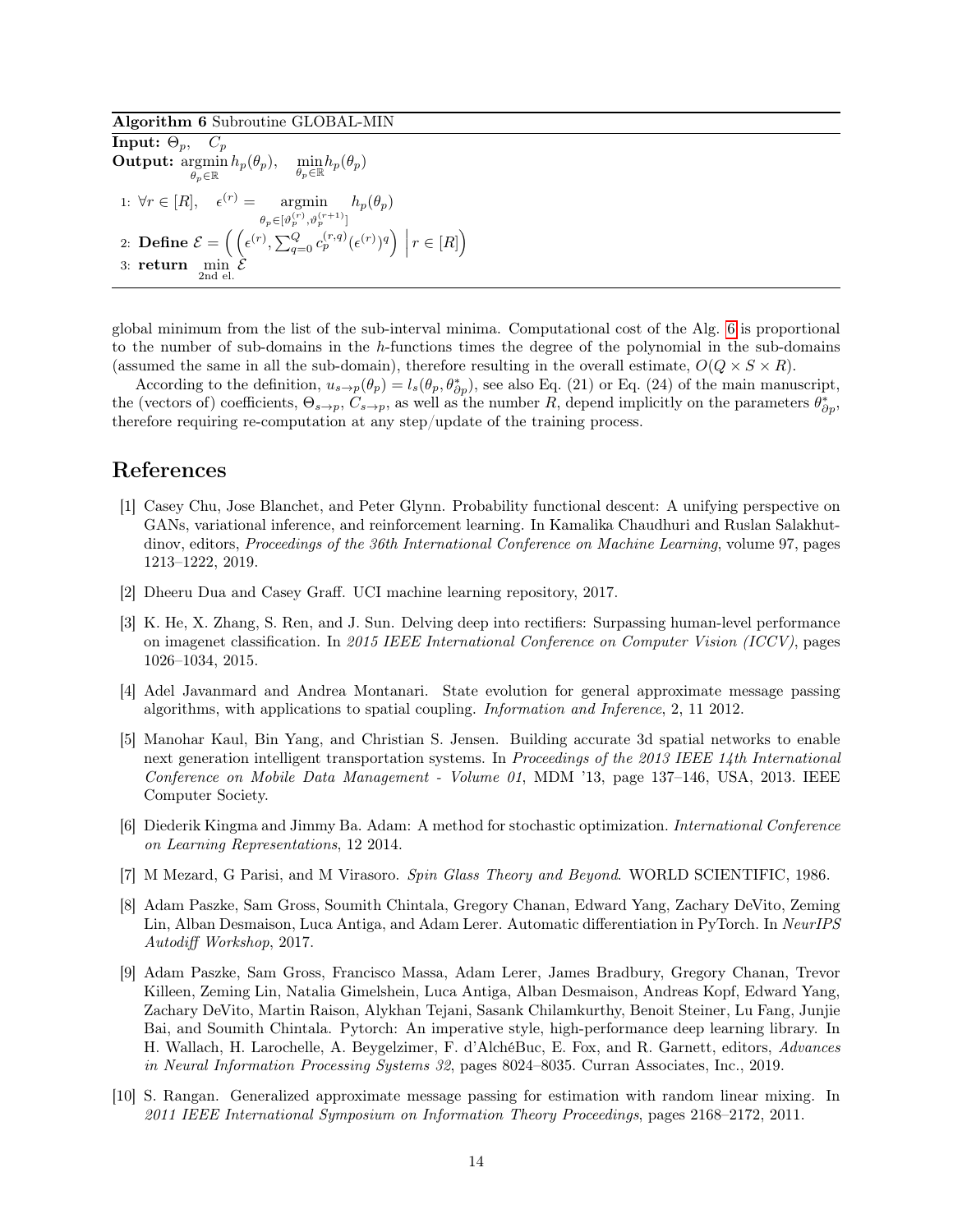**Algorithm 6** Subroutine GLOBAL-MIN

**Input:** $\Theta_p$, $C_p$

**Output:** $\underset{\theta_p \in \mathbb{R}}{\operatorname{argmin}}\, h_p(\theta_p)$, $\min_{\theta_p \in \mathbb{R}} h_p(\theta_p)$

1: $\forall r \in [R]$, $\epsilon^{(r)} = \underset{\theta_p \in [\vartheta_p^{(r)}, \vartheta_p^{(r+1)}]}{\operatorname{argmin}} h_p(\theta_p)$

2: **Define** $\mathcal{E} = \Big( \Big( \epsilon^{(r)}, \sum_{q=0}^{Q} c_p^{(r,q)} (\epsilon^{(r)})^q \Big) \,\Big|\, r \in [R] \Big)$

3: **return** $\min_{\text{2nd el.}} \mathcal{E}$

global minimum from the list of the sub-interval minima. Computational cost of the Alg. 6 is proportional to the number of sub-domains in the $h$-functions times the degree of the polynomial in the sub-domains (assumed the same in all the sub-domain), therefore resulting in the overall estimate, $O(Q \times S \times R)$.

According to the definition, $u_{s \to p}(\theta_p) = l_s(\theta_p, \theta^*_{\partial p})$, see also Eq. (21) or Eq. (24) of the main manuscript, the (vectors of) coefficients, $\Theta_{s \to p}, C_{s \to p}$, as well as the number $R$, depend implicitly on the parameters $\theta^*_{\partial p}$, therefore requiring re-computation at any step/update of the training process.

# References

[1] Casey Chu, Jose Blanchet, and Peter Glynn. Probability functional descent: A unifying perspective on GANs, variational inference, and reinforcement learning. In Kamalika Chaudhuri and Ruslan Salakhutdinov, editors, *Proceedings of the 36th International Conference on Machine Learning*, volume 97, pages 1213–1222, 2019.

[2] Dheeru Dua and Casey Graff. UCI machine learning repository, 2017.

[3] K. He, X. Zhang, S. Ren, and J. Sun. Delving deep into rectifiers: Surpassing human-level performance on imagenet classification. In *2015 IEEE International Conference on Computer Vision (ICCV)*, pages 1026–1034, 2015.

[4] Adel Javanmard and Andrea Montanari. State evolution for general approximate message passing algorithms, with applications to spatial coupling. *Information and Inference*, 2, 11 2012.

[5] Manohar Kaul, Bin Yang, and Christian S. Jensen. Building accurate 3d spatial networks to enable next generation intelligent transportation systems. In *Proceedings of the 2013 IEEE 14th International Conference on Mobile Data Management - Volume 01*, MDM '13, page 137–146, USA, 2013. IEEE Computer Society.

[6] Diederik Kingma and Jimmy Ba. Adam: A method for stochastic optimization. *International Conference on Learning Representations*, 12 2014.

[7] M Mezard, G Parisi, and M Virasoro. *Spin Glass Theory and Beyond*. WORLD SCIENTIFIC, 1986.

[8] Adam Paszke, Sam Gross, Soumith Chintala, Gregory Chanan, Edward Yang, Zachary DeVito, Zeming Lin, Alban Desmaison, Luca Antiga, and Adam Lerer. Automatic differentiation in PyTorch. In *NeurIPS Autodiff Workshop*, 2017.

[9] Adam Paszke, Sam Gross, Francisco Massa, Adam Lerer, James Bradbury, Gregory Chanan, Trevor Killeen, Zeming Lin, Natalia Gimelshein, Luca Antiga, Alban Desmaison, Andreas Kopf, Edward Yang, Zachary DeVito, Martin Raison, Alykhan Tejani, Sasank Chilamkurthy, Benoit Steiner, Lu Fang, Junjie Bai, and Soumith Chintala. Pytorch: An imperative style, high-performance deep learning library. In H. Wallach, H. Larochelle, A. Beygelzimer, F. d'AlchéBuc, E. Fox, and R. Garnett, editors, *Advances in Neural Information Processing Systems 32*, pages 8024–8035. Curran Associates, Inc., 2019.

[10] S. Rangan. Generalized approximate message passing for estimation with random linear mixing. In *2011 IEEE International Symposium on Information Theory Proceedings*, pages 2168–2172, 2011.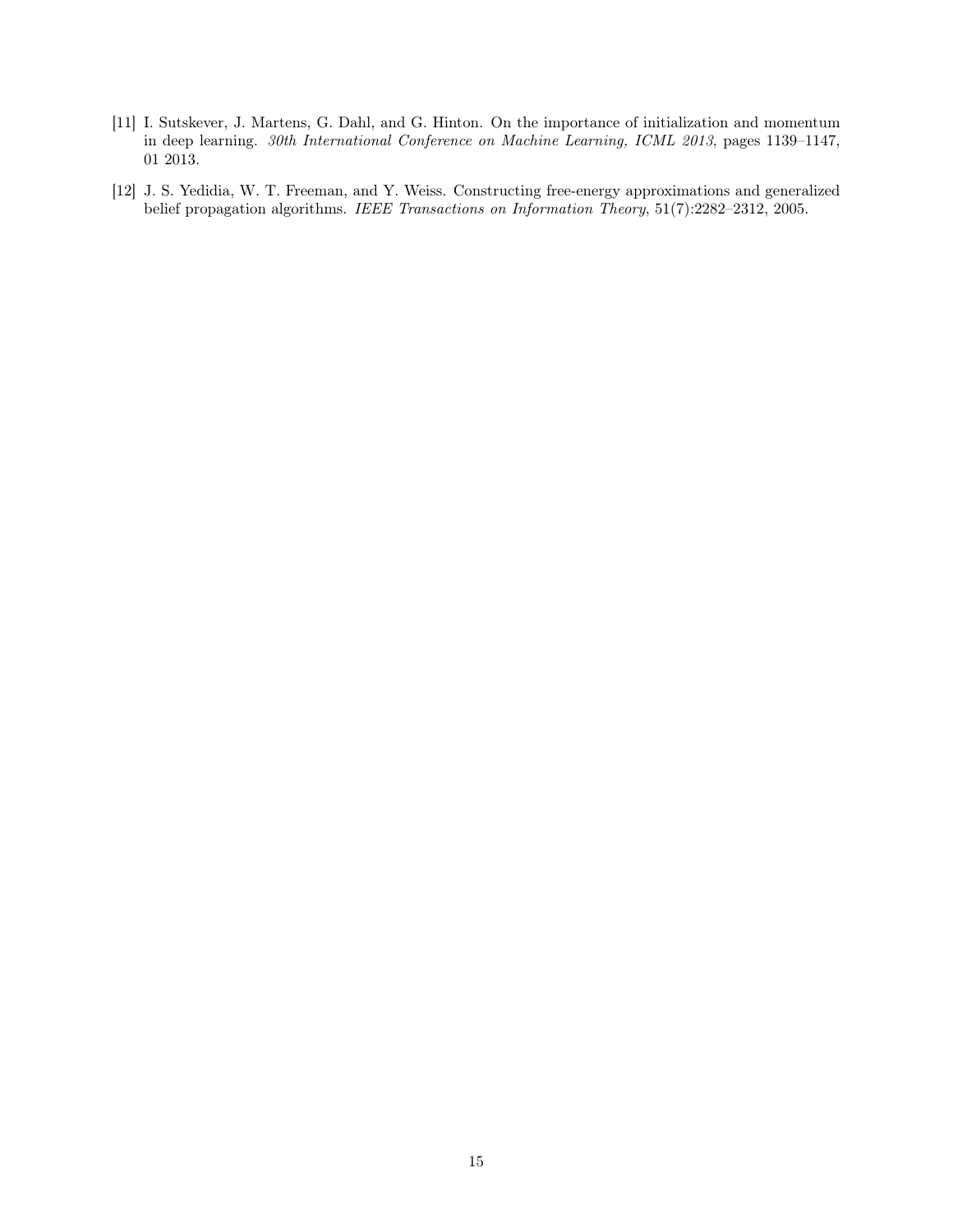[11] I. Sutskever, J. Martens, G. Dahl, and G. Hinton. On the importance of initialization and momentum in deep learning. *30th International Conference on Machine Learning, ICML 2013*, pages 1139–1147, 01 2013.

[12] J. S. Yedidia, W. T. Freeman, and Y. Weiss. Constructing free-energy approximations and generalized belief propagation algorithms. *IEEE Transactions on Information Theory*, 51(7):2282–2312, 2005.